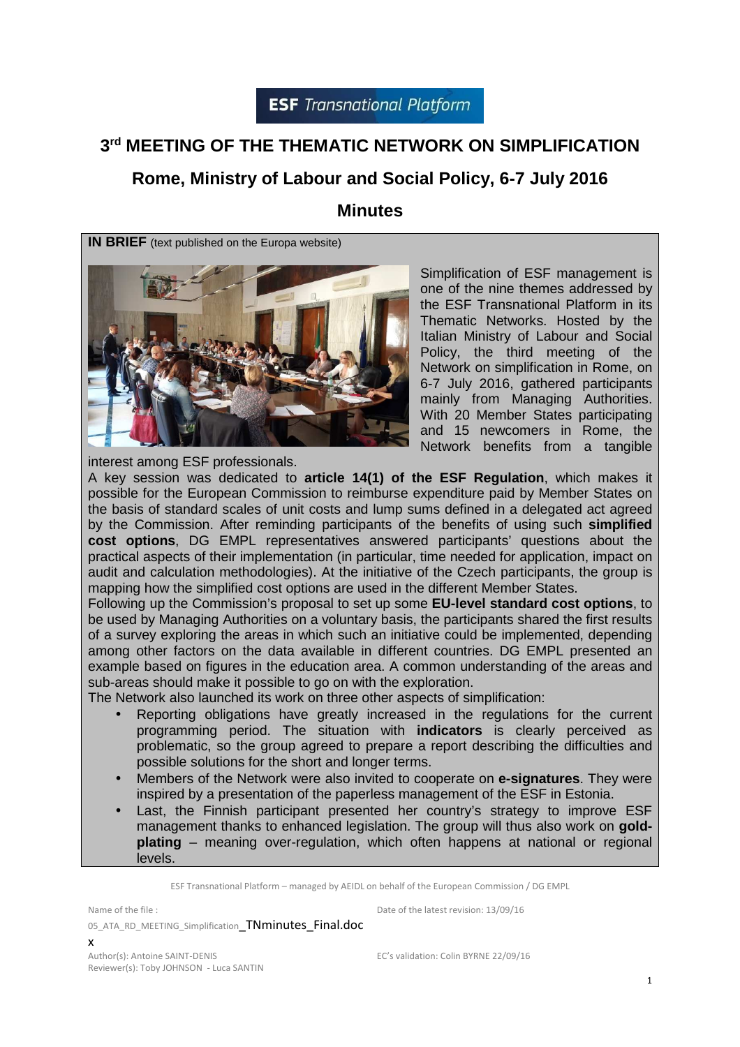**ESF** *Transnational Platform*

# 3rd MEETING OF THE THEMATIC NETWORK ON SIMPLIFICATION

## Rome, Ministry of Labour and Social Policy, 6-7 July 2016

## Minutes

**IN BRIEF** (text published on the Europa website)

Simplification of ESF management is one of the nine themes addressed by the ESF Transnational Platform in its Thematic Networks. Hosted by the Italian Ministry of Labour and Social Policy, the third meeting of the Network on simplification in Rome, on 6-7 July 2016, gathered participants mainly from Managing Authorities. With 20 Member States participating and 15 newcomers in Rome, the Network benefits from a tangible interest among ESF professionals.

A key session was dedicated to **article 14(1) of the ESF Regulation**, which makes it possible for the European Commission to reimburse expenditure paid by Member States on the basis of standard scales of unit costs and lump sums defined in a delegated act agreed by the Commission. After reminding participants of the benefits of using such **simplified cost options**, DG EMPL representatives answered participants' questions about the practical aspects of their implementation (in particular, time needed for application, impact on audit and calculation methodologies). At the initiative of the Czech participants, the group is mapping how the simplified cost options are used in the different Member States.

Following up the Commission's proposal to set up some **EU-level standard cost options**, to be used by Managing Authorities on a voluntary basis, the participants shared the first results of a survey exploring the areas in which such an initiative could be implemented, depending among other factors on the data available in different countries. DG EMPL presented an example based on figures in the education area. A common understanding of the areas and sub-areas should make it possible to go on with the exploration.

The Network also launched its work on three other aspects of simplification:

- Reporting obligations have greatly increased in the regulations for the current programming period. The situation with **indicators** is clearly perceived as problematic, so the group agreed to prepare a report describing the difficulties and possible solutions for the short and longer terms.
- Members of the Network were also invited to cooperate on **e-signatures**. They were inspired by a presentation of the paperless management of the ESF in Estonia.
- Last, the Finnish participant presented her country's strategy to improve ESF management thanks to enhanced legislation. The group will thus also work on **gold-plating** – meaning over-regulation, which often happens at national or regional levels.

ESF Transnational Platform – managed by AEIDL on behalf of the European Commission / DG EMPL

Name of the file : 05_ATA_RD_MEETING_Simplification_TNminutes_Final.docx

Date of the latest revision: 13/09/16

Author(s): Antoine SAINT-DENIS

Reviewer(s): Toby JOHNSON - Luca SANTIN

EC's validation: Colin BYRNE 22/09/16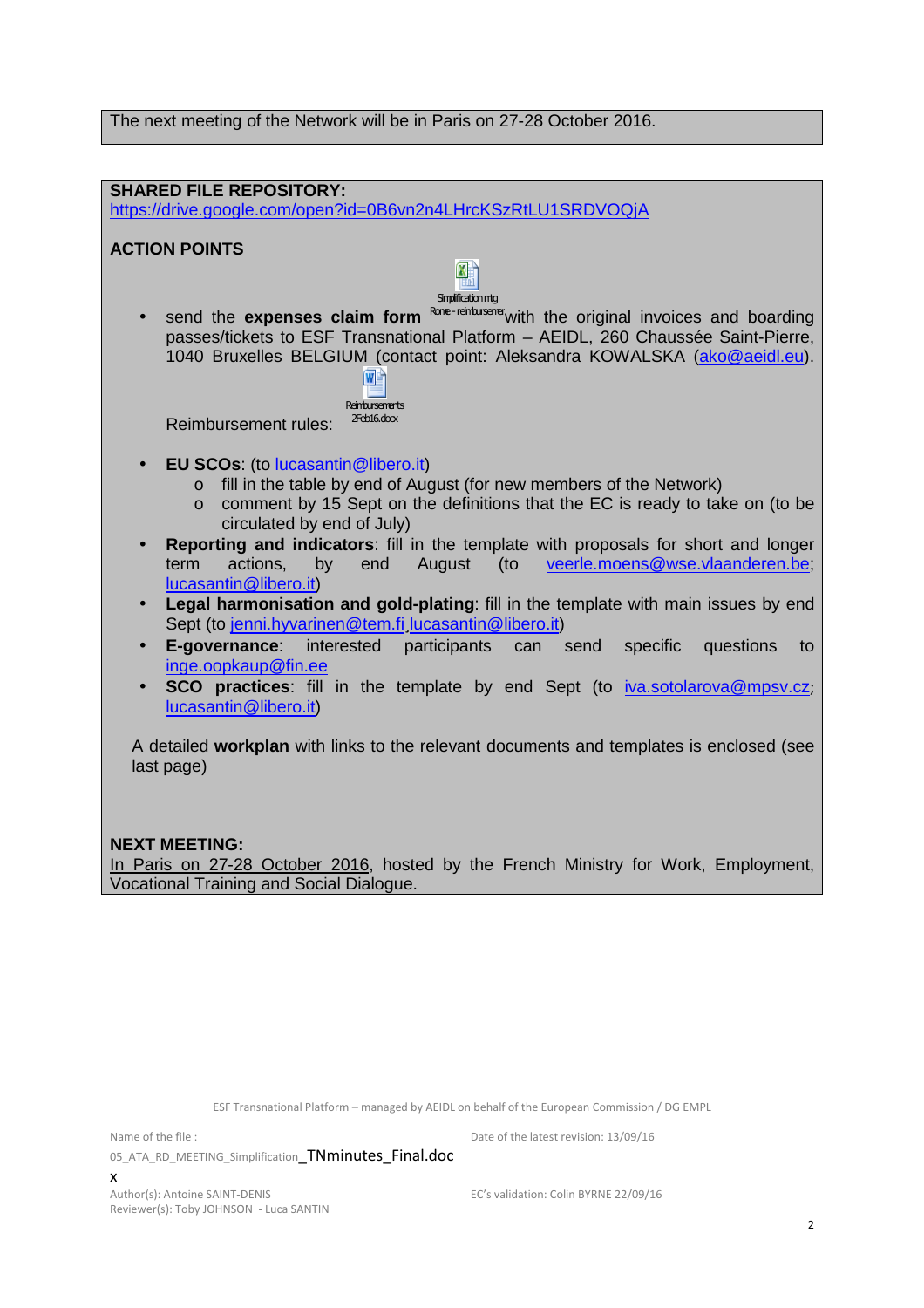The next meeting of the Network will be in Paris on 27-28 October 2016.

**SHARED FILE REPOSITORY:**
https://drive.google.com/open?id=0B6vn2n4LHrcKSzRtLU1SRDVOQjA

**ACTION POINTS**

- send the **expenses claim form** Simplification mtg Rome - reimbursemen with the original invoices and boarding passes/tickets to ESF Transnational Platform – AEIDL, 260 Chaussée Saint-Pierre, 1040 Bruxelles BELGIUM (contact point: Aleksandra KOWALSKA (ako@aeidl.eu).

  Reimbursement rules: Reimbursements 2Feb16.docx

- **EU SCOs**: (to lucasantin@libero.it)
  - fill in the table by end of August (for new members of the Network)
  - comment by 15 Sept on the definitions that the EC is ready to take on (to be circulated by end of July)
- **Reporting and indicators**: fill in the template with proposals for short and longer term actions, by end August (to veerle.moens@wse.vlaanderen.be; lucasantin@libero.it)
- **Legal harmonisation and gold-plating**: fill in the template with main issues by end Sept (to jenni.hyvarinen@tem.fi, lucasantin@libero.it)
- **E-governance**: interested participants can send specific questions to inge.oopkaup@fin.ee
- **SCO practices**: fill in the template by end Sept (to iva.sotolarova@mpsv.cz; lucasantin@libero.it)

A detailed **workplan** with links to the relevant documents and templates is enclosed (see last page)

**NEXT MEETING:**
In Paris on 27-28 October 2016, hosted by the French Ministry for Work, Employment, Vocational Training and Social Dialogue.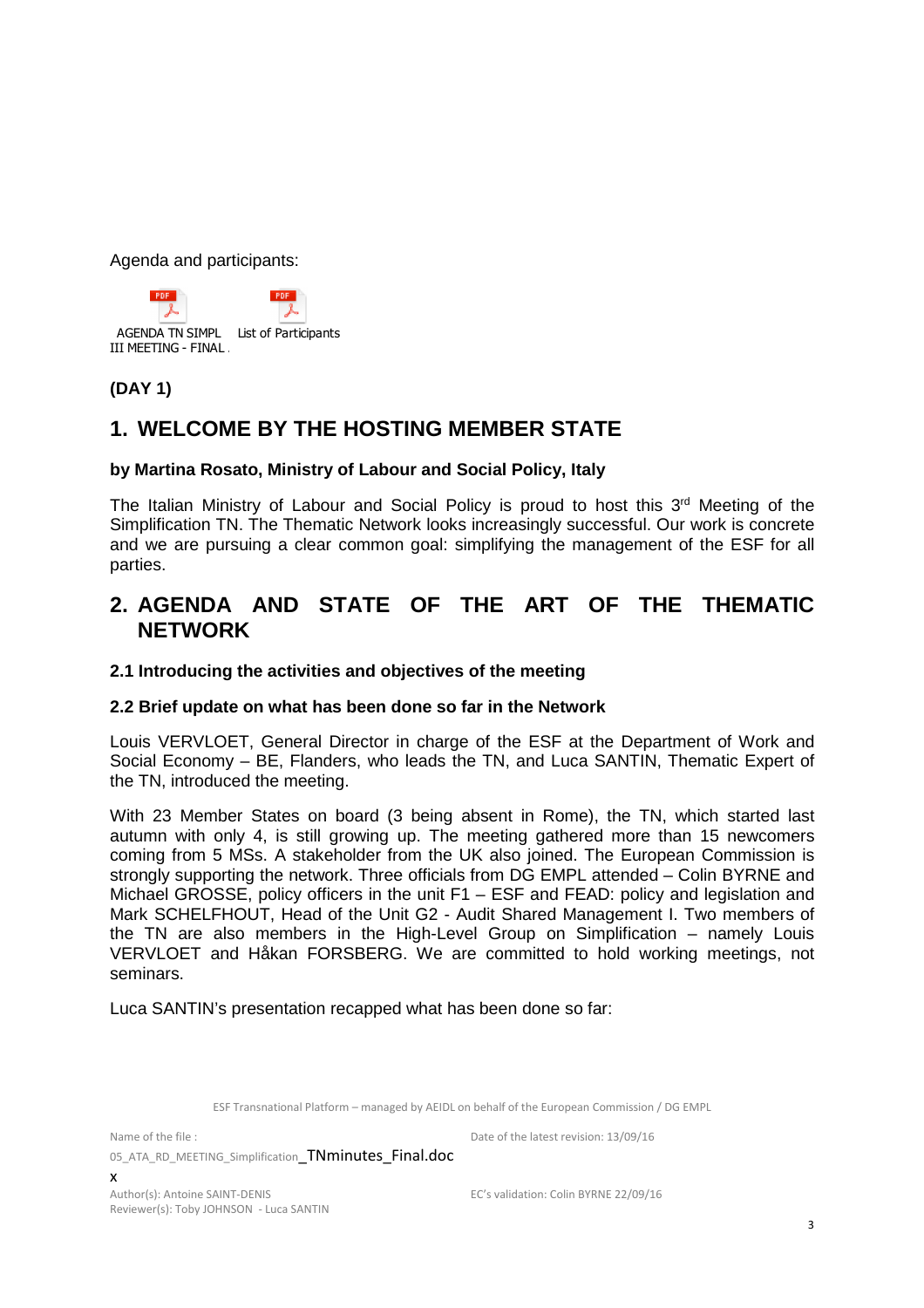Agenda and participants:

AGENDA TN SIMPL III MEETING - FINAL

List of Participants

**(DAY 1)**

# 1. WELCOME BY THE HOSTING MEMBER STATE

**by Martina Rosato, Ministry of Labour and Social Policy, Italy**

The Italian Ministry of Labour and Social Policy is proud to host this 3rd Meeting of the Simplification TN. The Thematic Network looks increasingly successful. Our work is concrete and we are pursuing a clear common goal: simplifying the management of the ESF for all parties.

# 2. AGENDA AND STATE OF THE ART OF THE THEMATIC NETWORK

### 2.1 Introducing the activities and objectives of the meeting

### 2.2 Brief update on what has been done so far in the Network

Louis VERVLOET, General Director in charge of the ESF at the Department of Work and Social Economy – BE, Flanders, who leads the TN, and Luca SANTIN, Thematic Expert of the TN, introduced the meeting.

With 23 Member States on board (3 being absent in Rome), the TN, which started last autumn with only 4, is still growing up. The meeting gathered more than 15 newcomers coming from 5 MSs. A stakeholder from the UK also joined. The European Commission is strongly supporting the network. Three officials from DG EMPL attended – Colin BYRNE and Michael GROSSE, policy officers in the unit F1 – ESF and FEAD: policy and legislation and Mark SCHELFHOUT, Head of the Unit G2 - Audit Shared Management I. Two members of the TN are also members in the High-Level Group on Simplification – namely Louis VERVLOET and Håkan FORSBERG. We are committed to hold working meetings, not seminars.

Luca SANTIN's presentation recapped what has been done so far: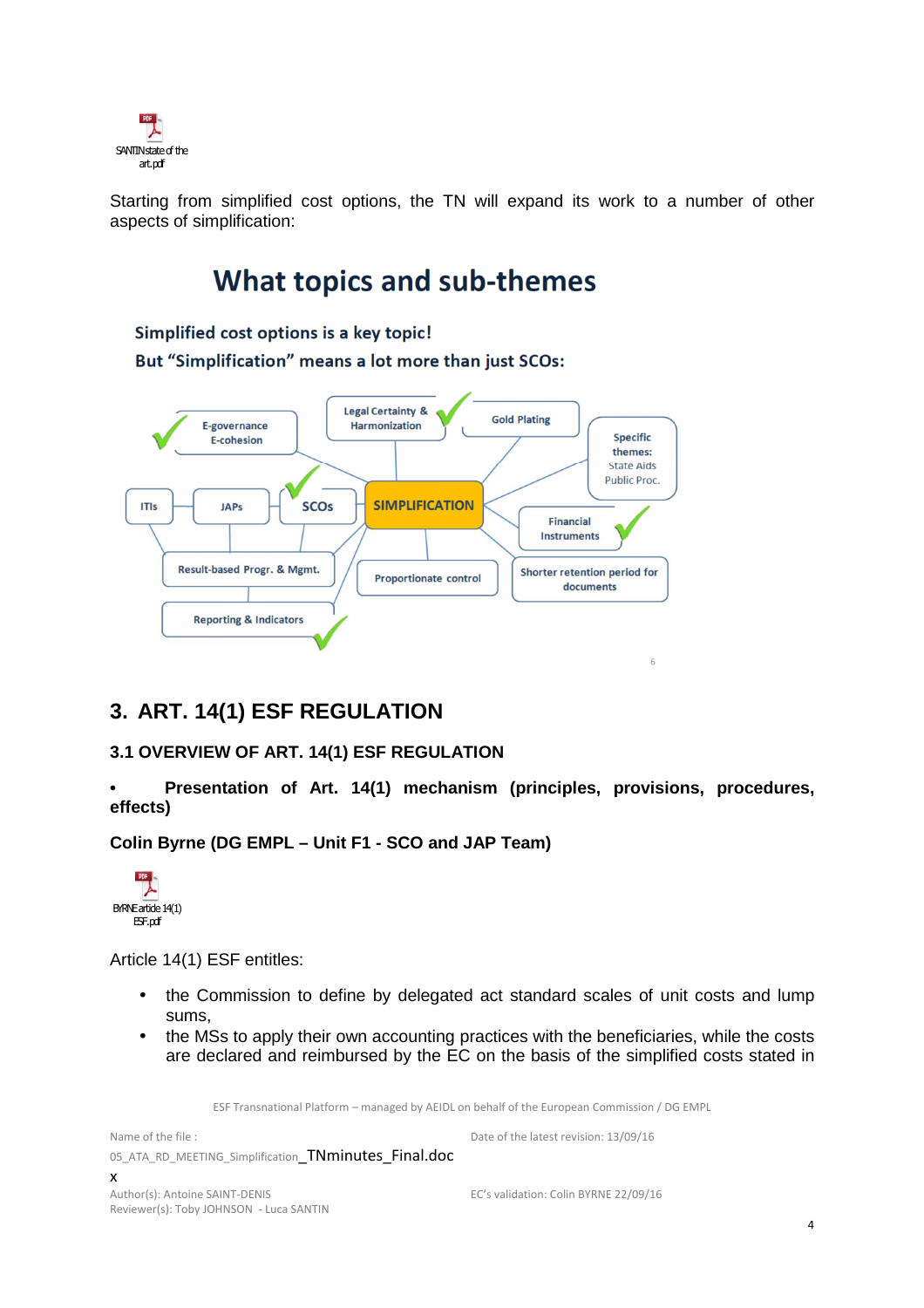SANTIN state of the art.pdf

Starting from simplified cost options, the TN will expand its work to a number of other aspects of simplification:

What topics and sub-themes

Simplified cost options is a key topic!

But "Simplification" means a lot more than just SCOs:

SIMPLIFICATION

E-governance E-cohesion

Legal Certainty & Harmonization

Gold Plating

Specific themes: State Aids Public Proc.

ITIs

JAPs

SCOs

Financial Instruments

Result-based Progr. & Mgmt.

Proportionate control

Shorter retention period for documents

Reporting & Indicators

# 3. ART. 14(1) ESF REGULATION

## 3.1 OVERVIEW OF ART. 14(1) ESF REGULATION

- **Presentation of Art. 14(1) mechanism (principles, provisions, procedures, effects)**

**Colin Byrne (DG EMPL – Unit F1 - SCO and JAP Team)**

BYRNE article 14(1) ESF.pdf

Article 14(1) ESF entitles:

- the Commission to define by delegated act standard scales of unit costs and lump sums,
- the MSs to apply their own accounting practices with the beneficiaries, while the costs are declared and reimbursed by the EC on the basis of the simplified costs stated in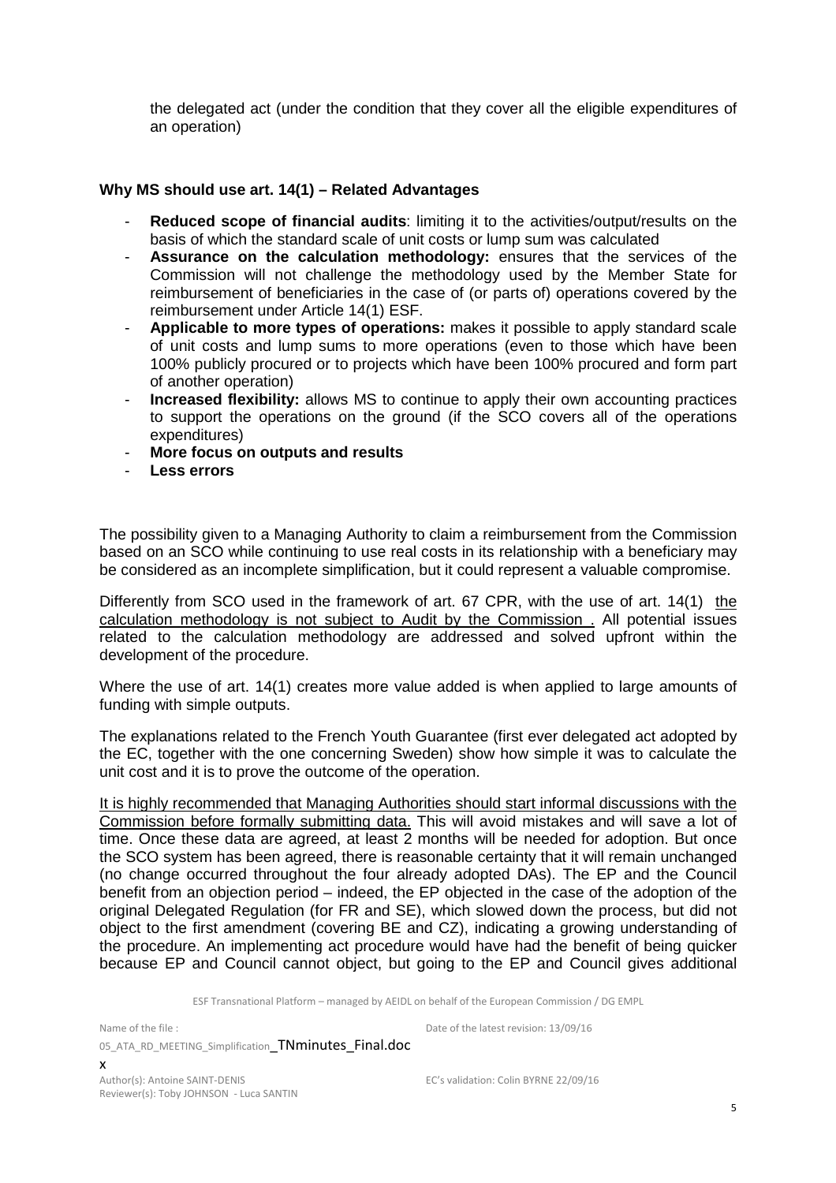the delegated act (under the condition that they cover all the eligible expenditures of an operation)

**Why MS should use art. 14(1) – Related Advantages**

- **Reduced scope of financial audits**: limiting it to the activities/output/results on the basis of which the standard scale of unit costs or lump sum was calculated
- **Assurance on the calculation methodology:** ensures that the services of the Commission will not challenge the methodology used by the Member State for reimbursement of beneficiaries in the case of (or parts of) operations covered by the reimbursement under Article 14(1) ESF.
- **Applicable to more types of operations:** makes it possible to apply standard scale of unit costs and lump sums to more operations (even to those which have been 100% publicly procured or to projects which have been 100% procured and form part of another operation)
- **Increased flexibility:** allows MS to continue to apply their own accounting practices to support the operations on the ground (if the SCO covers all of the operations expenditures)
- **More focus on outputs and results**
- **Less errors**

The possibility given to a Managing Authority to claim a reimbursement from the Commission based on an SCO while continuing to use real costs in its relationship with a beneficiary may be considered as an incomplete simplification, but it could represent a valuable compromise.

Differently from SCO used in the framework of art. 67 CPR, with the use of art. 14(1) the calculation methodology is not subject to Audit by the Commission . All potential issues related to the calculation methodology are addressed and solved upfront within the development of the procedure.

Where the use of art. 14(1) creates more value added is when applied to large amounts of funding with simple outputs.

The explanations related to the French Youth Guarantee (first ever delegated act adopted by the EC, together with the one concerning Sweden) show how simple it was to calculate the unit cost and it is to prove the outcome of the operation.

It is highly recommended that Managing Authorities should start informal discussions with the Commission before formally submitting data. This will avoid mistakes and will save a lot of time. Once these data are agreed, at least 2 months will be needed for adoption. But once the SCO system has been agreed, there is reasonable certainty that it will remain unchanged (no change occurred throughout the four already adopted DAs). The EP and the Council benefit from an objection period – indeed, the EP objected in the case of the adoption of the original Delegated Regulation (for FR and SE), which slowed down the process, but did not object to the first amendment (covering BE and CZ), indicating a growing understanding of the procedure. An implementing act procedure would have had the benefit of being quicker because EP and Council cannot object, but going to the EP and Council gives additional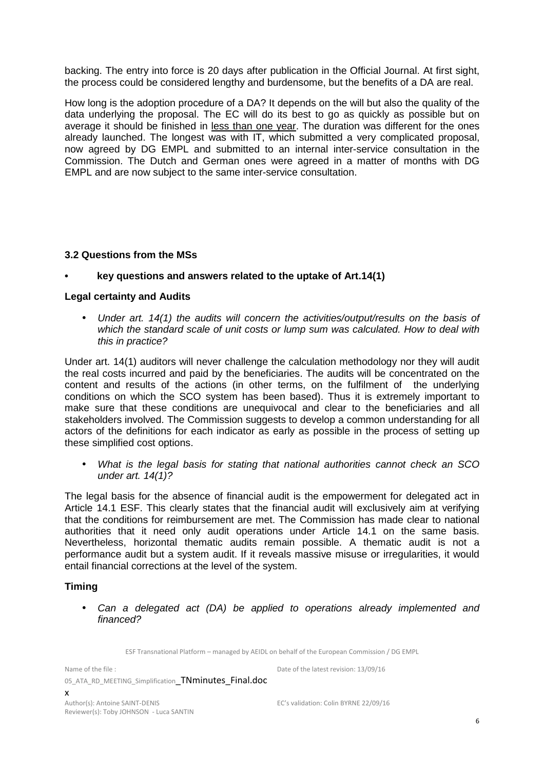backing. The entry into force is 20 days after publication in the Official Journal. At first sight, the process could be considered lengthy and burdensome, but the benefits of a DA are real.

How long is the adoption procedure of a DA? It depends on the will but also the quality of the data underlying the proposal. The EC will do its best to go as quickly as possible but on average it should be finished in <u>less than one year</u>. The duration was different for the ones already launched. The longest was with IT, which submitted a very complicated proposal, now agreed by DG EMPL and submitted to an internal inter-service consultation in the Commission. The Dutch and German ones were agreed in a matter of months with DG EMPL and are now subject to the same inter-service consultation.

### 3.2 Questions from the MSs

- **key questions and answers related to the uptake of Art.14(1)**

#### Legal certainty and Audits

- *Under art. 14(1) the audits will concern the activities/output/results on the basis of which the standard scale of unit costs or lump sum was calculated. How to deal with this in practice?*

Under art. 14(1) auditors will never challenge the calculation methodology nor they will audit the real costs incurred and paid by the beneficiaries. The audits will be concentrated on the content and results of the actions (in other terms, on the fulfilment of the underlying conditions on which the SCO system has been based). Thus it is extremely important to make sure that these conditions are unequivocal and clear to the beneficiaries and all stakeholders involved. The Commission suggests to develop a common understanding for all actors of the definitions for each indicator as early as possible in the process of setting up these simplified cost options.

- *What is the legal basis for stating that national authorities cannot check an SCO under art. 14(1)?*

The legal basis for the absence of financial audit is the empowerment for delegated act in Article 14.1 ESF. This clearly states that the financial audit will exclusively aim at verifying that the conditions for reimbursement are met. The Commission has made clear to national authorities that it need only audit operations under Article 14.1 on the same basis. Nevertheless, horizontal thematic audits remain possible. A thematic audit is not a performance audit but a system audit. If it reveals massive misuse or irregularities, it would entail financial corrections at the level of the system.

#### Timing

- *Can a delegated act (DA) be applied to operations already implemented and financed?*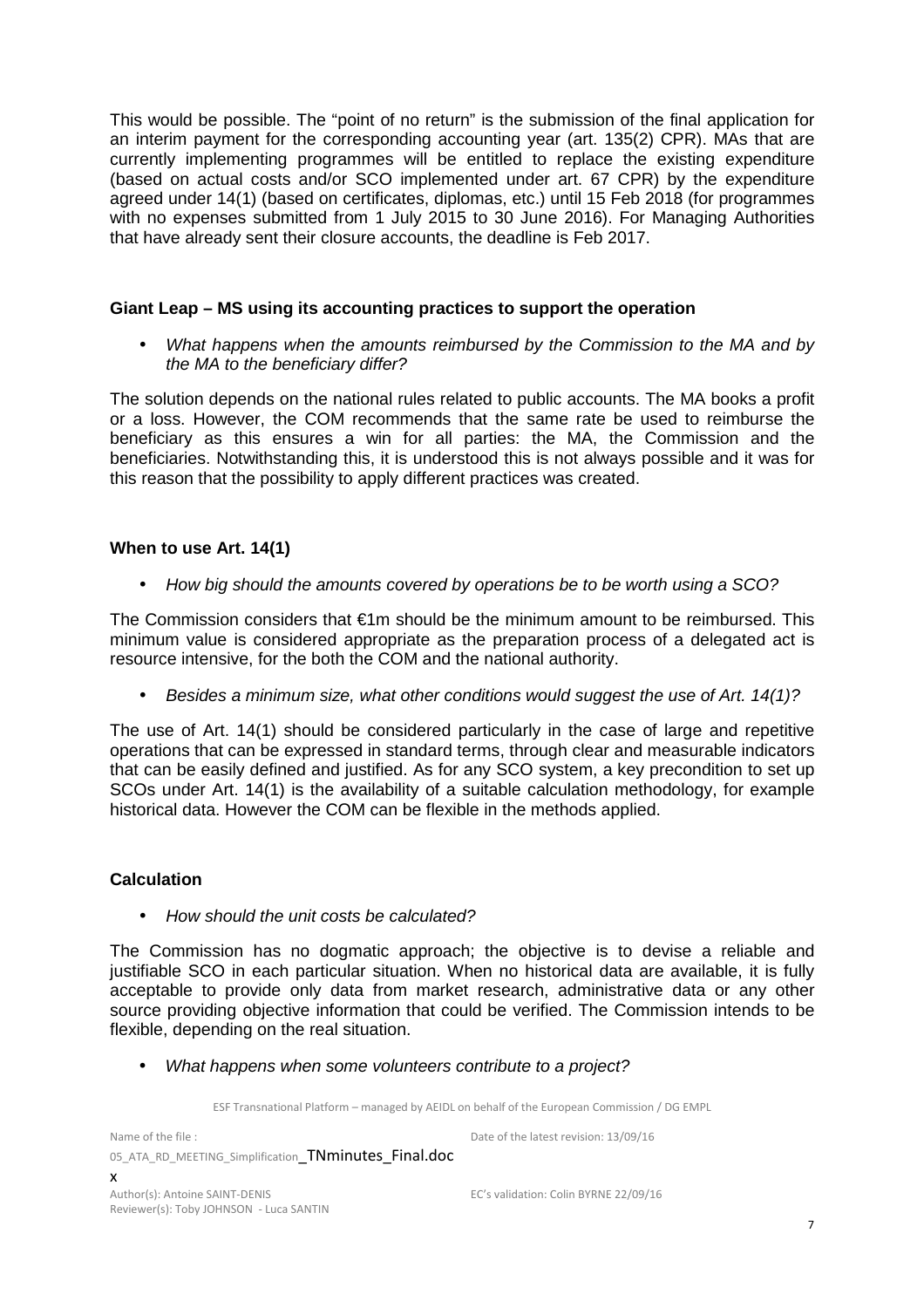This would be possible. The “point of no return” is the submission of the final application for an interim payment for the corresponding accounting year (art. 135(2) CPR). MAs that are currently implementing programmes will be entitled to replace the existing expenditure (based on actual costs and/or SCO implemented under art. 67 CPR) by the expenditure agreed under 14(1) (based on certificates, diplomas, etc.) until 15 Feb 2018 (for programmes with no expenses submitted from 1 July 2015 to 30 June 2016). For Managing Authorities that have already sent their closure accounts, the deadline is Feb 2017.

**Giant Leap – MS using its accounting practices to support the operation**

- *What happens when the amounts reimbursed by the Commission to the MA and by the MA to the beneficiary differ?*

The solution depends on the national rules related to public accounts. The MA books a profit or a loss. However, the COM recommends that the same rate be used to reimburse the beneficiary as this ensures a win for all parties: the MA, the Commission and the beneficiaries. Notwithstanding this, it is understood this is not always possible and it was for this reason that the possibility to apply different practices was created.

**When to use Art. 14(1)**

- *How big should the amounts covered by operations be to be worth using a SCO?*

The Commission considers that €1m should be the minimum amount to be reimbursed. This minimum value is considered appropriate as the preparation process of a delegated act is resource intensive, for the both the COM and the national authority.

- *Besides a minimum size, what other conditions would suggest the use of Art. 14(1)?*

The use of Art. 14(1) should be considered particularly in the case of large and repetitive operations that can be expressed in standard terms, through clear and measurable indicators that can be easily defined and justified. As for any SCO system, a key precondition to set up SCOs under Art. 14(1) is the availability of a suitable calculation methodology, for example historical data. However the COM can be flexible in the methods applied.

**Calculation**

- *How should the unit costs be calculated?*

The Commission has no dogmatic approach; the objective is to devise a reliable and justifiable SCO in each particular situation. When no historical data are available, it is fully acceptable to provide only data from market research, administrative data or any other source providing objective information that could be verified. The Commission intends to be flexible, depending on the real situation.

- *What happens when some volunteers contribute to a project?*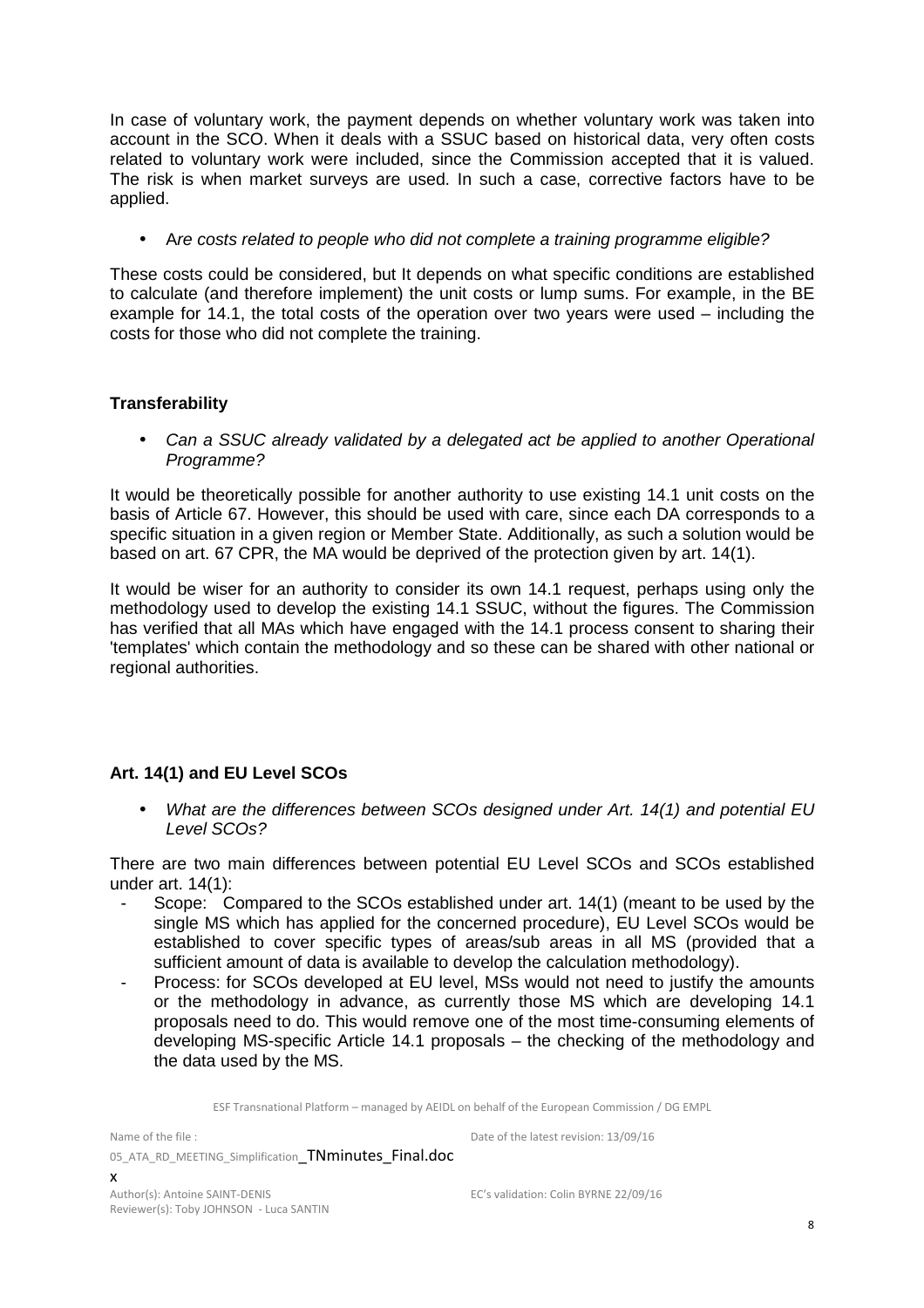In case of voluntary work, the payment depends on whether voluntary work was taken into account in the SCO. When it deals with a SSUC based on historical data, very often costs related to voluntary work were included, since the Commission accepted that it is valued. The risk is when market surveys are used. In such a case, corrective factors have to be applied.

- A*re costs related to people who did not complete a training programme eligible?*

These costs could be considered, but It depends on what specific conditions are established to calculate (and therefore implement) the unit costs or lump sums. For example, in the BE example for 14.1, the total costs of the operation over two years were used – including the costs for those who did not complete the training.

**Transferability**

- *Can a SSUC already validated by a delegated act be applied to another Operational Programme?*

It would be theoretically possible for another authority to use existing 14.1 unit costs on the basis of Article 67. However, this should be used with care, since each DA corresponds to a specific situation in a given region or Member State. Additionally, as such a solution would be based on art. 67 CPR, the MA would be deprived of the protection given by art. 14(1).

It would be wiser for an authority to consider its own 14.1 request, perhaps using only the methodology used to develop the existing 14.1 SSUC, without the figures. The Commission has verified that all MAs which have engaged with the 14.1 process consent to sharing their 'templates' which contain the methodology and so these can be shared with other national or regional authorities.

**Art. 14(1) and EU Level SCOs**

- *What are the differences between SCOs designed under Art. 14(1) and potential EU Level SCOs?*

There are two main differences between potential EU Level SCOs and SCOs established under art. 14(1):

- Scope: Compared to the SCOs established under art. 14(1) (meant to be used by the single MS which has applied for the concerned procedure), EU Level SCOs would be established to cover specific types of areas/sub areas in all MS (provided that a sufficient amount of data is available to develop the calculation methodology).
- Process: for SCOs developed at EU level, MSs would not need to justify the amounts or the methodology in advance, as currently those MS which are developing 14.1 proposals need to do. This would remove one of the most time-consuming elements of developing MS-specific Article 14.1 proposals – the checking of the methodology and the data used by the MS.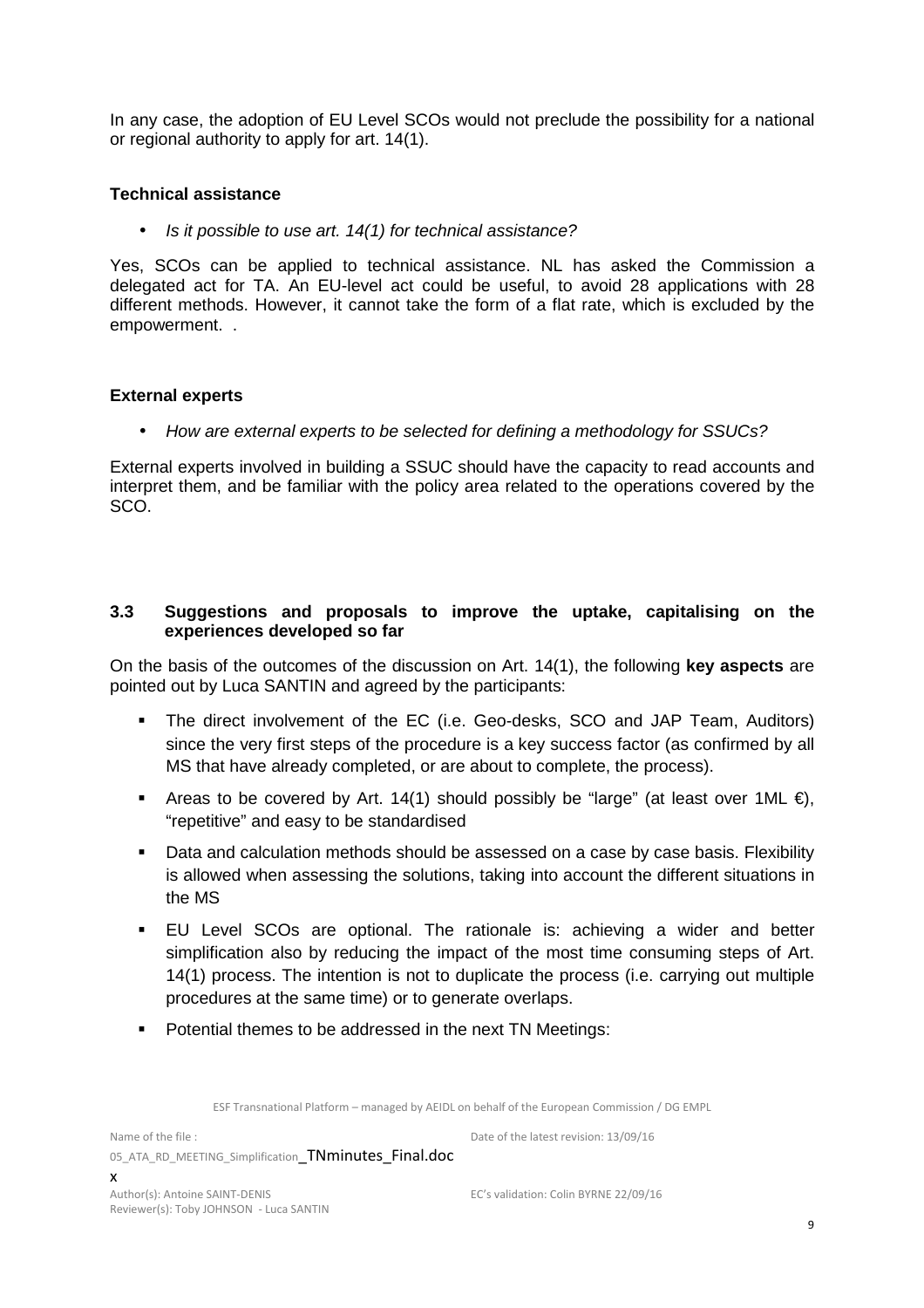In any case, the adoption of EU Level SCOs would not preclude the possibility for a national or regional authority to apply for art. 14(1).

**Technical assistance**

- *Is it possible to use art. 14(1) for technical assistance?*

Yes, SCOs can be applied to technical assistance. NL has asked the Commission a delegated act for TA. An EU-level act could be useful, to avoid 28 applications with 28 different methods. However, it cannot take the form of a flat rate, which is excluded by the empowerment. .

**External experts**

- *How are external experts to be selected for defining a methodology for SSUCs?*

External experts involved in building a SSUC should have the capacity to read accounts and interpret them, and be familiar with the policy area related to the operations covered by the SCO.

### 3.3 Suggestions and proposals to improve the uptake, capitalising on the experiences developed so far

On the basis of the outcomes of the discussion on Art. 14(1), the following **key aspects** are pointed out by Luca SANTIN and agreed by the participants:

- The direct involvement of the EC (i.e. Geo-desks, SCO and JAP Team, Auditors) since the very first steps of the procedure is a key success factor (as confirmed by all MS that have already completed, or are about to complete, the process).
- Areas to be covered by Art. 14(1) should possibly be "large" (at least over 1ML €), "repetitive" and easy to be standardised
- Data and calculation methods should be assessed on a case by case basis. Flexibility is allowed when assessing the solutions, taking into account the different situations in the MS
- EU Level SCOs are optional. The rationale is: achieving a wider and better simplification also by reducing the impact of the most time consuming steps of Art. 14(1) process. The intention is not to duplicate the process (i.e. carrying out multiple procedures at the same time) or to generate overlaps.
- Potential themes to be addressed in the next TN Meetings: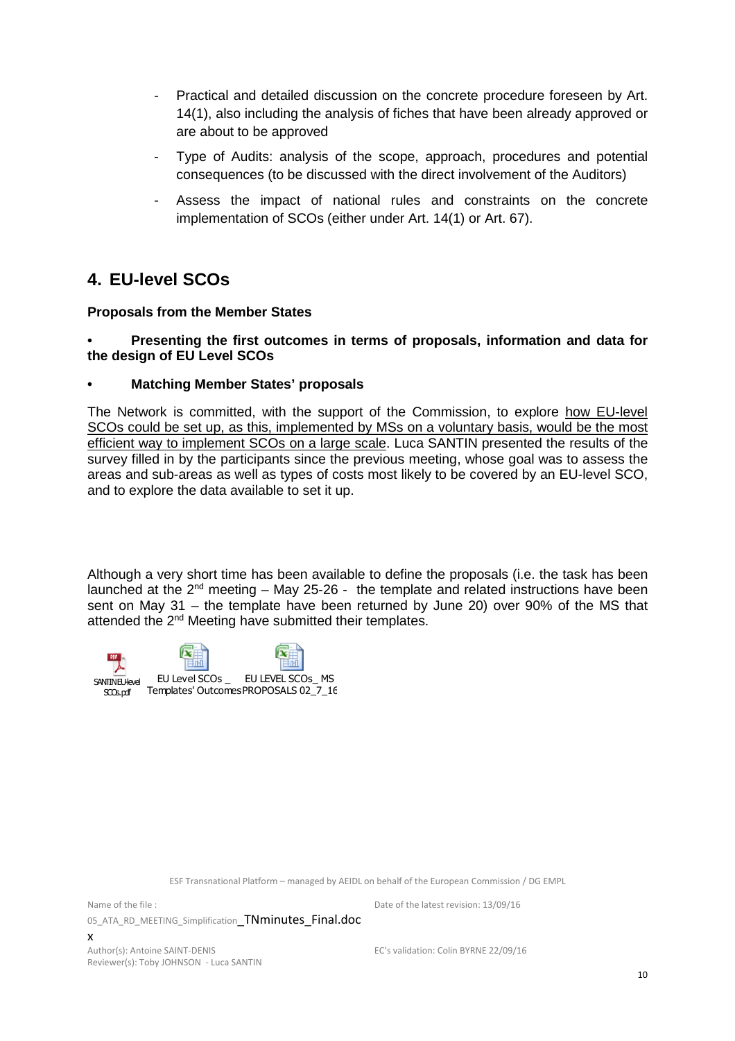- Practical and detailed discussion on the concrete procedure foreseen by Art. 14(1), also including the analysis of fiches that have been already approved or are about to be approved
- Type of Audits: analysis of the scope, approach, procedures and potential consequences (to be discussed with the direct involvement of the Auditors)
- Assess the impact of national rules and constraints on the concrete implementation of SCOs (either under Art. 14(1) or Art. 67).

## 4. EU-level SCOs

**Proposals from the Member States**

- **Presenting the first outcomes in terms of proposals, information and data for the design of EU Level SCOs**
- **Matching Member States' proposals**

The Network is committed, with the support of the Commission, to explore how EU-level SCOs could be set up, as this, implemented by MSs on a voluntary basis, would be the most efficient way to implement SCOs on a large scale. Luca SANTIN presented the results of the survey filled in by the participants since the previous meeting, whose goal was to assess the areas and sub-areas as well as types of costs most likely to be covered by an EU-level SCO, and to explore the data available to set it up.

Although a very short time has been available to define the proposals (i.e. the task has been launched at the 2nd meeting – May 25-26 - the template and related instructions have been sent on May 31 – the template have been returned by June 20) over 90% of the MS that attended the 2nd Meeting have submitted their templates.

SANTIN EU-level SCOs.pdf | EU Level SCOs _ Templates' Outcomes | EU LEVEL SCOs_ MS PROPOSALS 02_7_16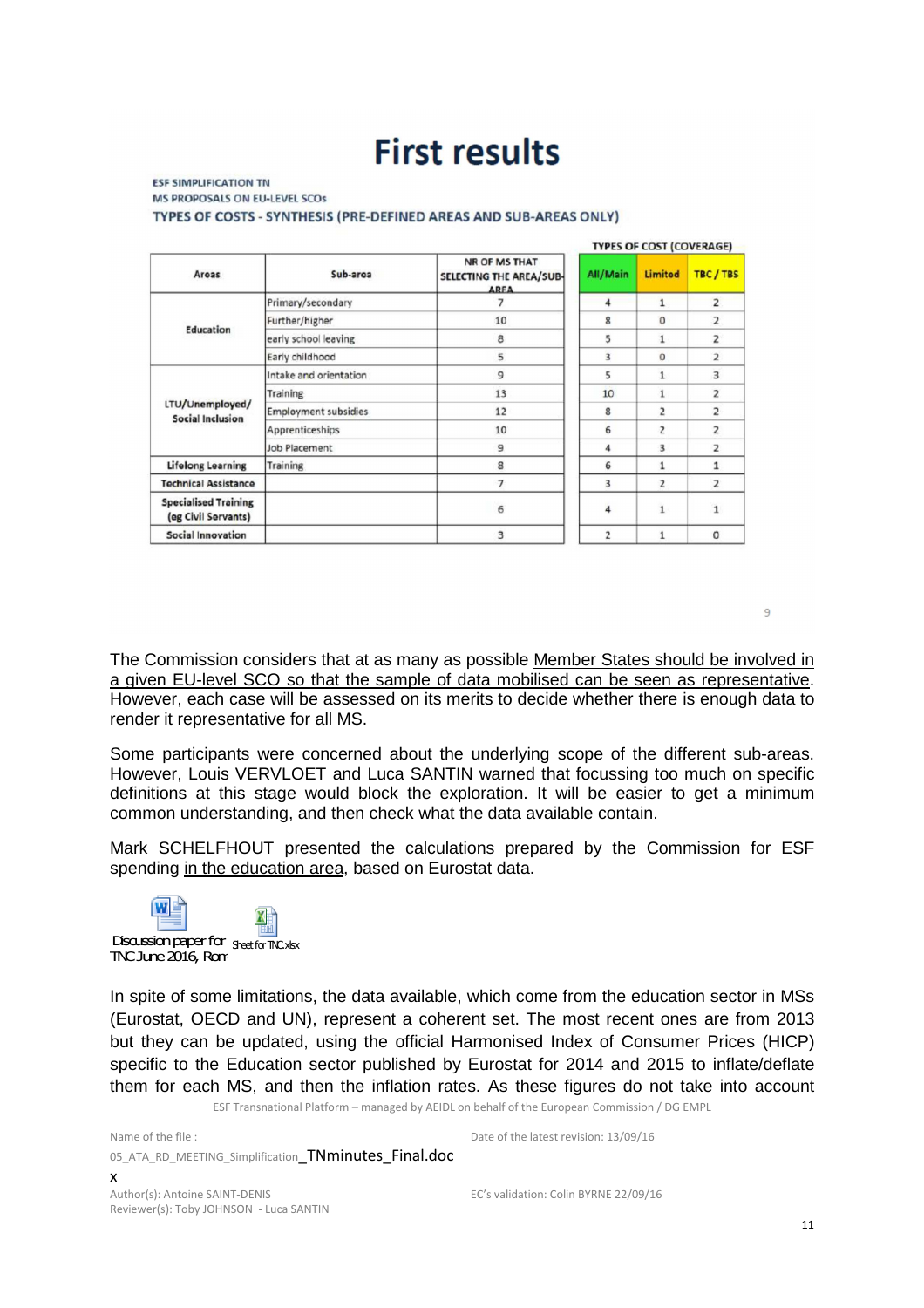# First results

ESF SIMPLIFICATION TN

MS PROPOSALS ON EU-LEVEL SCOs

TYPES OF COSTS - SYNTHESIS (PRE-DEFINED AREAS AND SUB-AREAS ONLY)

| Areas | Sub-area | NR OF MS THAT SELECTING THE AREA/SUB-AREA | TYPES OF COST (COVERAGE) | | |
|---|---|---|---|---|---|
| | | | All/Main | Limited | TBC / TBS |
| Education | Primary/secondary | 7 | 4 | 1 | 2 |
| | Further/higher | 10 | 8 | 0 | 2 |
| | early school leaving | 8 | 5 | 1 | 2 |
| | Early childhood | 5 | 3 | 0 | 2 |
| LTU/Unemployed/ Social Inclusion | Intake and orientation | 9 | 5 | 1 | 3 |
| | Training | 13 | 10 | 1 | 2 |
| | Employment subsidies | 12 | 8 | 2 | 2 |
| | Apprenticeships | 10 | 6 | 2 | 2 |
| | Job Placement | 9 | 4 | 3 | 2 |
| Lifelong Learning | Training | 8 | 6 | 1 | 1 |
| Technical Assistance | | 7 | 3 | 2 | 2 |
| Specialised Training (eg Civil Servants) | | 6 | 4 | 1 | 1 |
| Social Innovation | | 3 | 2 | 1 | 0 |

The Commission considers that at as many as possible Member States should be involved in a given EU-level SCO so that the sample of data mobilised can be seen as representative. However, each case will be assessed on its merits to decide whether there is enough data to render it representative for all MS.

Some participants were concerned about the underlying scope of the different sub-areas. However, Louis VERVLOET and Luca SANTIN warned that focussing too much on specific definitions at this stage would block the exploration. It will be easier to get a minimum common understanding, and then check what the data available contain.

Mark SCHELFHOUT presented the calculations prepared by the Commission for ESF spending in the education area, based on Eurostat data.

Discussion paper for TNC June 2016, Rom    Sheet for TNC.xlsx

In spite of some limitations, the data available, which come from the education sector in MSs (Eurostat, OECD and UN), represent a coherent set. The most recent ones are from 2013 but they can be updated, using the official Harmonised Index of Consumer Prices (HICP) specific to the Education sector published by Eurostat for 2014 and 2015 to inflate/deflate them for each MS, and then the inflation rates. As these figures do not take into account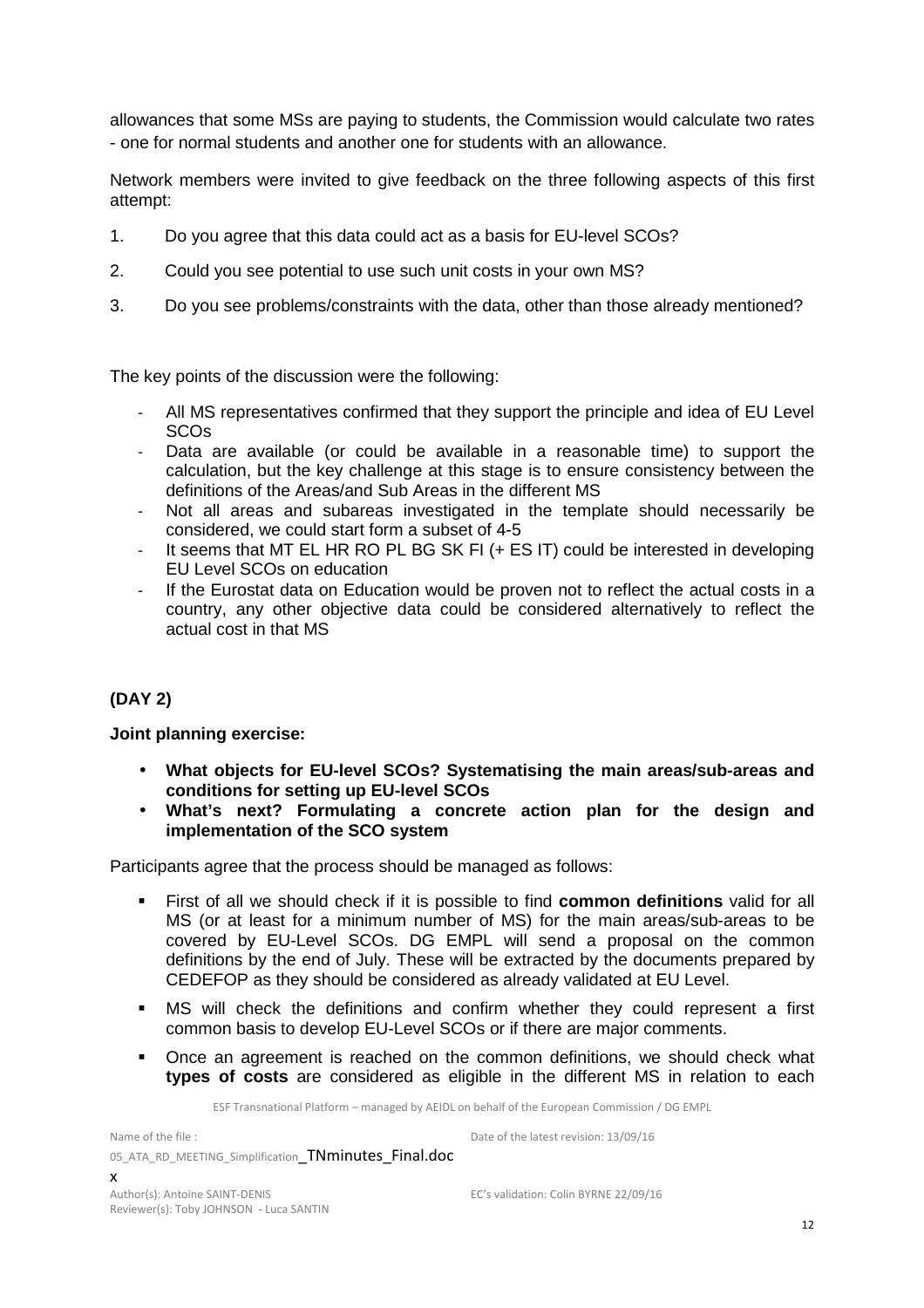allowances that some MSs are paying to students, the Commission would calculate two rates - one for normal students and another one for students with an allowance.

Network members were invited to give feedback on the three following aspects of this first attempt:

1. Do you agree that this data could act as a basis for EU-level SCOs?
2. Could you see potential to use such unit costs in your own MS?
3. Do you see problems/constraints with the data, other than those already mentioned?

The key points of the discussion were the following:

- All MS representatives confirmed that they support the principle and idea of EU Level SCOs
- Data are available (or could be available in a reasonable time) to support the calculation, but the key challenge at this stage is to ensure consistency between the definitions of the Areas/and Sub Areas in the different MS
- Not all areas and subareas investigated in the template should necessarily be considered, we could start form a subset of 4-5
- It seems that MT EL HR RO PL BG SK FI (+ ES IT) could be interested in developing EU Level SCOs on education
- If the Eurostat data on Education would be proven not to reflect the actual costs in a country, any other objective data could be considered alternatively to reflect the actual cost in that MS

**(DAY 2)**

**Joint planning exercise:**

- **What objects for EU-level SCOs? Systematising the main areas/sub-areas and conditions for setting up EU-level SCOs**
- **What's next? Formulating a concrete action plan for the design and implementation of the SCO system**

Participants agree that the process should be managed as follows:

- First of all we should check if it is possible to find **common definitions** valid for all MS (or at least for a minimum number of MS) for the main areas/sub-areas to be covered by EU-Level SCOs. DG EMPL will send a proposal on the common definitions by the end of July. These will be extracted by the documents prepared by CEDEFOP as they should be considered as already validated at EU Level.
- MS will check the definitions and confirm whether they could represent a first common basis to develop EU-Level SCOs or if there are major comments.
- Once an agreement is reached on the common definitions, we should check what **types of costs** are considered as eligible in the different MS in relation to each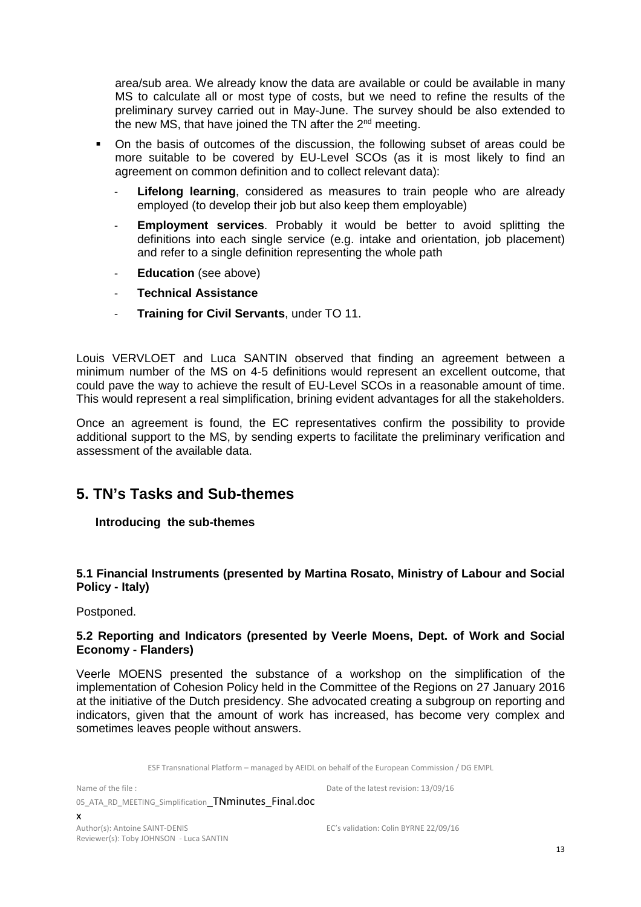area/sub area. We already know the data are available or could be available in many MS to calculate all or most type of costs, but we need to refine the results of the preliminary survey carried out in May-June. The survey should be also extended to the new MS, that have joined the TN after the 2nd meeting.

- On the basis of outcomes of the discussion, the following subset of areas could be more suitable to be covered by EU-Level SCOs (as it is most likely to find an agreement on common definition and to collect relevant data):
  - **Lifelong learning**, considered as measures to train people who are already employed (to develop their job but also keep them employable)
  - **Employment services**. Probably it would be better to avoid splitting the definitions into each single service (e.g. intake and orientation, job placement) and refer to a single definition representing the whole path
  - **Education** (see above)
  - **Technical Assistance**
  - **Training for Civil Servants**, under TO 11.

Louis VERVLOET and Luca SANTIN observed that finding an agreement between a minimum number of the MS on 4-5 definitions would represent an excellent outcome, that could pave the way to achieve the result of EU-Level SCOs in a reasonable amount of time. This would represent a real simplification, brining evident advantages for all the stakeholders.

Once an agreement is found, the EC representatives confirm the possibility to provide additional support to the MS, by sending experts to facilitate the preliminary verification and assessment of the available data.

## 5. TN's Tasks and Sub-themes

**Introducing the sub-themes**

### 5.1 Financial Instruments (presented by Martina Rosato, Ministry of Labour and Social Policy - Italy)

Postponed.

### 5.2 Reporting and Indicators (presented by Veerle Moens, Dept. of Work and Social Economy - Flanders)

Veerle MOENS presented the substance of a workshop on the simplification of the implementation of Cohesion Policy held in the Committee of the Regions on 27 January 2016 at the initiative of the Dutch presidency. She advocated creating a subgroup on reporting and indicators, given that the amount of work has increased, has become very complex and sometimes leaves people without answers.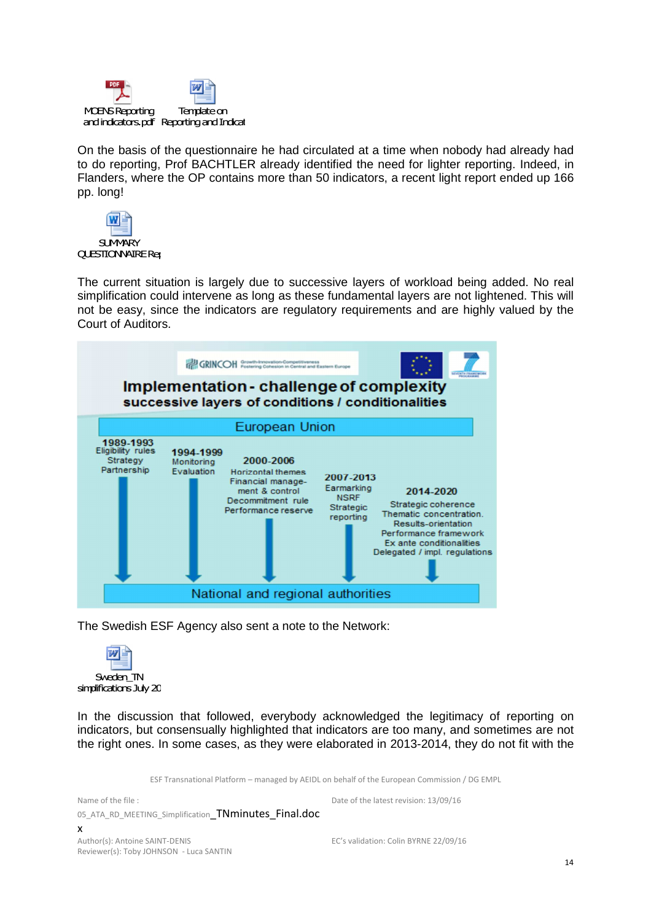MOENS Reporting and indicators.pdf    Template on Reporting and Indicat

On the basis of the questionnaire he had circulated at a time when nobody had already had to do reporting, Prof BACHTLER already identified the need for lighter reporting. Indeed, in Flanders, where the OP contains more than 50 indicators, a recent light report ended up 166 pp. long!

SUMMARY QUESTIONNAIRE Rep

The current situation is largely due to successive layers of workload being added. No real simplification could intervene as long as these fundamental layers are not lightened. This will not be easy, since the indicators are regulatory requirements and are highly valued by the Court of Auditors.

GRINCOH Growth-Innovation-Competitiveness Fostering Cohesion in Central and Eastern Europe

**Implementation - challenge of complexity**
**successive layers of conditions / conditionalities**

European Union

- **1989-1993**: Eligibility rules, Strategy, Partnership
- **1994-1999**: Monitoring, Evaluation
- **2000-2006**: Horizontal themes, Financial management & control, Decommitment rule, Performance reserve
- **2007-2013**: Earmarking, NSRF, Strategic reporting
- **2014-2020**: Strategic coherence, Thematic concentration, Results-orientation, Performance framework, Ex ante conditionalities, Delegated / impl. regulations

National and regional authorities

The Swedish ESF Agency also sent a note to the Network:

Sweden_TN simplifications July 20

In the discussion that followed, everybody acknowledged the legitimacy of reporting on indicators, but consensually highlighted that indicators are too many, and sometimes are not the right ones. In some cases, as they were elaborated in 2013-2014, they do not fit with the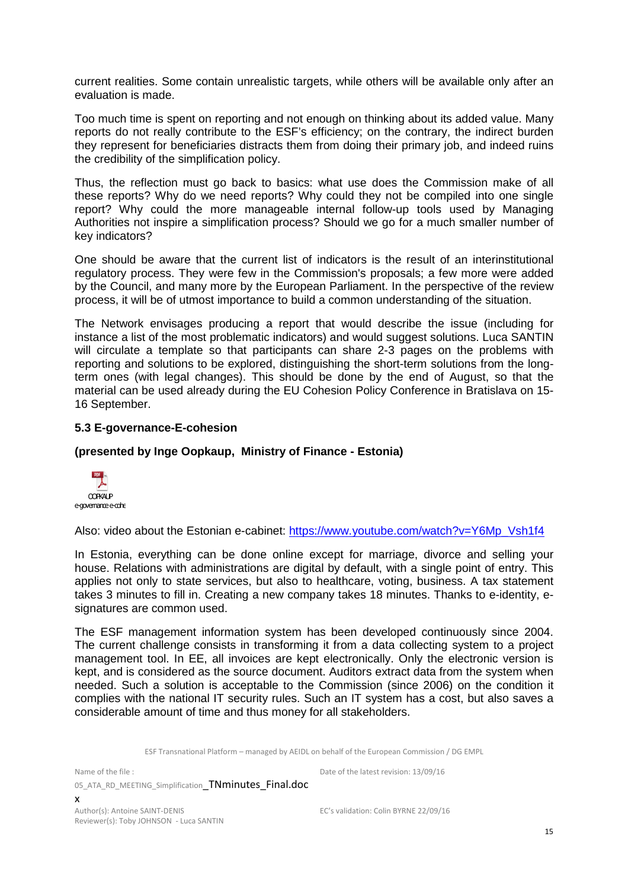current realities. Some contain unrealistic targets, while others will be available only after an evaluation is made.

Too much time is spent on reporting and not enough on thinking about its added value. Many reports do not really contribute to the ESF's efficiency; on the contrary, the indirect burden they represent for beneficiaries distracts them from doing their primary job, and indeed ruins the credibility of the simplification policy.

Thus, the reflection must go back to basics: what use does the Commission make of all these reports? Why do we need reports? Why could they not be compiled into one single report? Why could the more manageable internal follow-up tools used by Managing Authorities not inspire a simplification process? Should we go for a much smaller number of key indicators?

One should be aware that the current list of indicators is the result of an interinstitutional regulatory process. They were few in the Commission's proposals; a few more were added by the Council, and many more by the European Parliament. In the perspective of the review process, it will be of utmost importance to build a common understanding of the situation.

The Network envisages producing a report that would describe the issue (including for instance a list of the most problematic indicators) and would suggest solutions. Luca SANTIN will circulate a template so that participants can share 2-3 pages on the problems with reporting and solutions to be explored, distinguishing the short-term solutions from the long-term ones (with legal changes). This should be done by the end of August, so that the material can be used already during the EU Cohesion Policy Conference in Bratislava on 15-16 September.

### 5.3 E-governance-E-cohesion

**(presented by Inge Oopkaup, Ministry of Finance - Estonia)**

OOPKAUP e-governance e-cohe

Also: video about the Estonian e-cabinet: https://www.youtube.com/watch?v=Y6Mp_Vsh1f4

In Estonia, everything can be done online except for marriage, divorce and selling your house. Relations with administrations are digital by default, with a single point of entry. This applies not only to state services, but also to healthcare, voting, business. A tax statement takes 3 minutes to fill in. Creating a new company takes 18 minutes. Thanks to e-identity, e-signatures are common used.

The ESF management information system has been developed continuously since 2004. The current challenge consists in transforming it from a data collecting system to a project management tool. In EE, all invoices are kept electronically. Only the electronic version is kept, and is considered as the source document. Auditors extract data from the system when needed. Such a solution is acceptable to the Commission (since 2006) on the condition it complies with the national IT security rules. Such an IT system has a cost, but also saves a considerable amount of time and thus money for all stakeholders.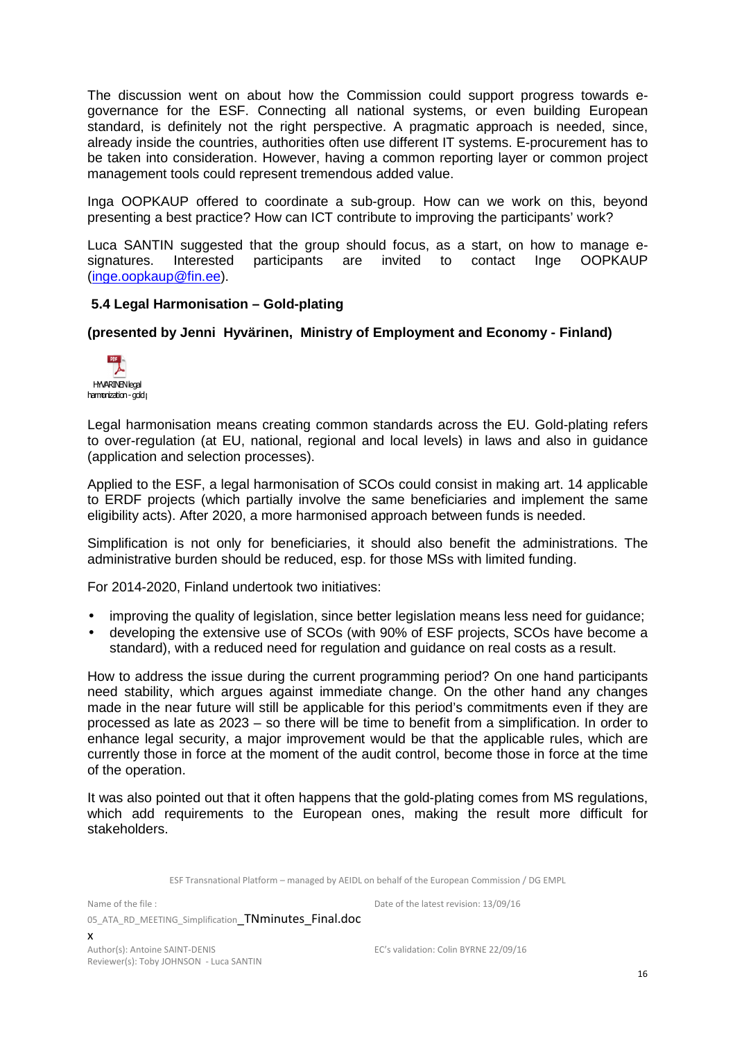The discussion went on about how the Commission could support progress towards e-governance for the ESF. Connecting all national systems, or even building European standard, is definitely not the right perspective. A pragmatic approach is needed, since, already inside the countries, authorities often use different IT systems. E-procurement has to be taken into consideration. However, having a common reporting layer or common project management tools could represent tremendous added value.

Inga OOPKAUP offered to coordinate a sub-group. How can we work on this, beyond presenting a best practice? How can ICT contribute to improving the participants' work?

Luca SANTIN suggested that the group should focus, as a start, on how to manage e-signatures. Interested participants are invited to contact Inge OOPKAUP (inge.oopkaup@fin.ee).

### 5.4 Legal Harmonisation – Gold-plating

**(presented by Jenni Hyvärinen, Ministry of Employment and Economy - Finland)**

HYVARINEN legal harmonization - gold p

Legal harmonisation means creating common standards across the EU. Gold-plating refers to over-regulation (at EU, national, regional and local levels) in laws and also in guidance (application and selection processes).

Applied to the ESF, a legal harmonisation of SCOs could consist in making art. 14 applicable to ERDF projects (which partially involve the same beneficiaries and implement the same eligibility acts). After 2020, a more harmonised approach between funds is needed.

Simplification is not only for beneficiaries, it should also benefit the administrations. The administrative burden should be reduced, esp. for those MSs with limited funding.

For 2014-2020, Finland undertook two initiatives:

- improving the quality of legislation, since better legislation means less need for guidance;
- developing the extensive use of SCOs (with 90% of ESF projects, SCOs have become a standard), with a reduced need for regulation and guidance on real costs as a result.

How to address the issue during the current programming period? On one hand participants need stability, which argues against immediate change. On the other hand any changes made in the near future will still be applicable for this period's commitments even if they are processed as late as 2023 – so there will be time to benefit from a simplification. In order to enhance legal security, a major improvement would be that the applicable rules, which are currently those in force at the moment of the audit control, become those in force at the time of the operation.

It was also pointed out that it often happens that the gold-plating comes from MS regulations, which add requirements to the European ones, making the result more difficult for stakeholders.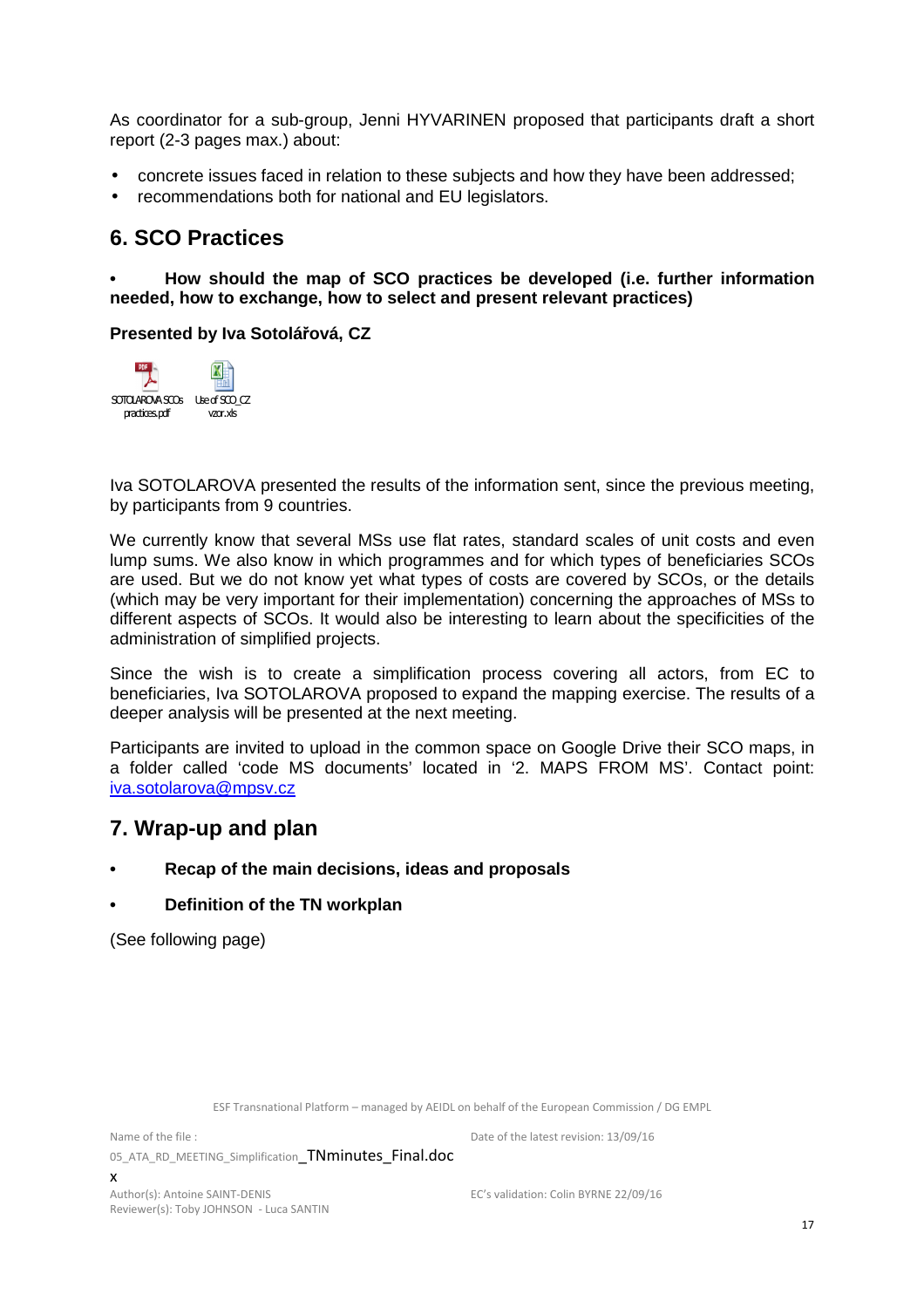As coordinator for a sub-group, Jenni HYVARINEN proposed that participants draft a short report (2-3 pages max.) about:

- concrete issues faced in relation to these subjects and how they have been addressed;
- recommendations both for national and EU legislators.

## 6. SCO Practices

**• How should the map of SCO practices be developed (i.e. further information needed, how to exchange, how to select and present relevant practices)**

**Presented by Iva Sotolářová, CZ**

SOTOLAROVA SCOs practices.pdf    Use of SCO_CZ vzor.xls

Iva SOTOLAROVA presented the results of the information sent, since the previous meeting, by participants from 9 countries.

We currently know that several MSs use flat rates, standard scales of unit costs and even lump sums. We also know in which programmes and for which types of beneficiaries SCOs are used. But we do not know yet what types of costs are covered by SCOs, or the details (which may be very important for their implementation) concerning the approaches of MSs to different aspects of SCOs. It would also be interesting to learn about the specificities of the administration of simplified projects.

Since the wish is to create a simplification process covering all actors, from EC to beneficiaries, Iva SOTOLAROVA proposed to expand the mapping exercise. The results of a deeper analysis will be presented at the next meeting.

Participants are invited to upload in the common space on Google Drive their SCO maps, in a folder called 'code MS documents' located in '2. MAPS FROM MS'. Contact point: iva.sotolarova@mpsv.cz

## 7. Wrap-up and plan

- **Recap of the main decisions, ideas and proposals**
- **Definition of the TN workplan**

(See following page)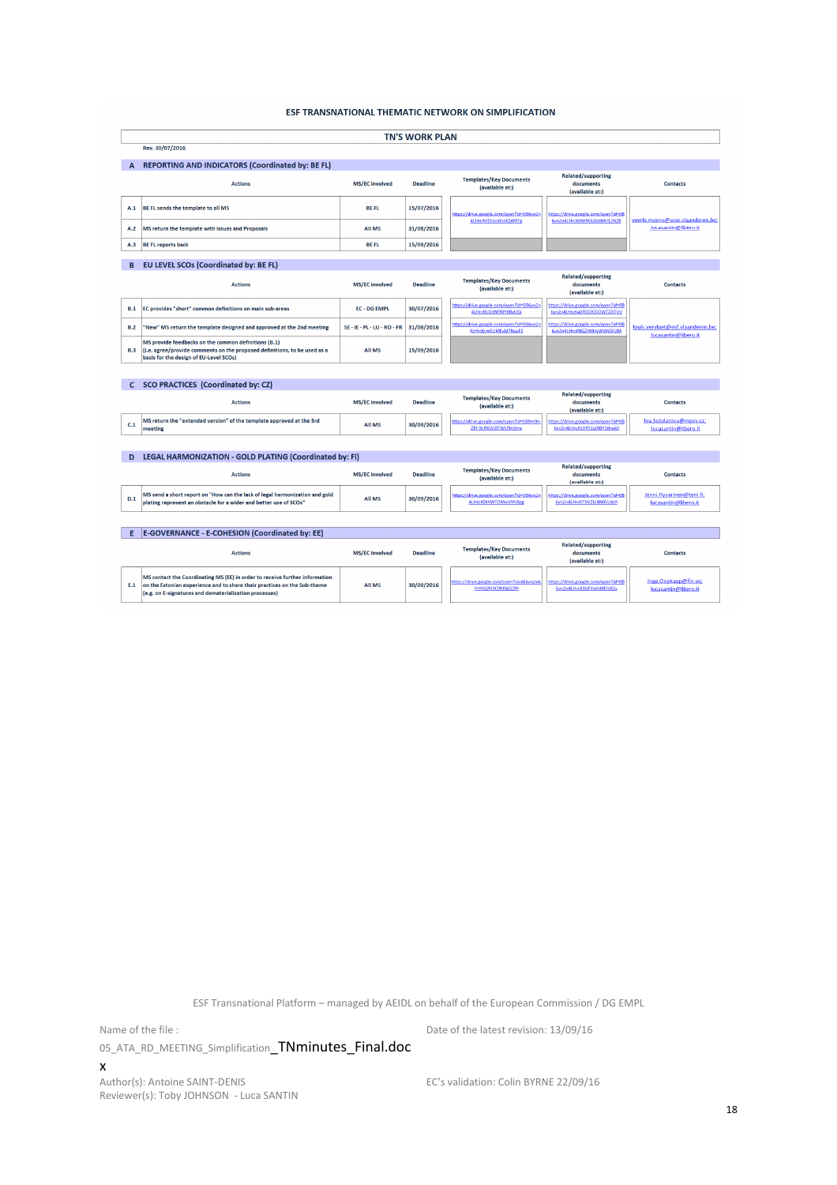## ESF TRANSNATIONAL THEMATIC NETWORK ON SIMPLIFICATION

### TN'S WORK PLAN

Rev. 30/07/2016

**A REPORTING AND INDICATORS (Coordinated by: BE FL)**

| | Actions | MS/EC involved | Deadline | Templates/Key Documents (available at:) | Related/supporting documents (available at:) | Contacts |
|---|---|---|---|---|---|---|
| A.1 | BE FL sends the template to all MS | BE FL | 15/07/2016 | https://drive.google.com/open?id=0B6vn2n4LHrcKVEhscnRrUQ4MTg | https://drive.google.com/open?id=0B6vn2n4LHrcKdWRGUjlzNlUYLXN2R | veerle.moens@wse.vlaanderen.be; lucasantin@libero.it |
| A.2 | MS return the template with issues and Proposals | All MS | 31/08/2016 | | | |
| A.3 | BE FL reports back | BE FL | 15/09/2016 | | | |

**B EU LEVEL SCOs (Coordinated by: BE FL)**

| | Actions | MS/EC involved | Deadline | Templates/Key Documents (available at:) | Related/supporting documents (available at:) | Contacts |
|---|---|---|---|---|---|---|
| B.1 | EC provides "short" common definitions on main sub-areas | EC - DG EMPL | 30/07/2016 | https://drive.google.com/open?id=0B6vn2n4LHrcKU2lINFRtYXBxU1k | https://drive.google.com/open?id=0B6vn2n4LHrcKaDRDOGSOWTZDTVU | louis.vervloet@esf.vlaanderen.be; lucasantin@libero.it |
| B.2 | "New" MS return the template designed and approved at the 2nd meeting | SE - IE - PL - LU - RO - FR | 31/08/2016 | https://drive.google.com/open?id=0B6vn2n4LHrcKcm6UME4dTXucFE | https://drive.google.com/open?id=0B6vn2n4LHrcKNGZrMXhyWWdDR2M | |
| B.3 | MS provide feedbacks on the common definitions (B.1) (i.e. agree/provide comments on the proposed definitions, to be used as a basis for the design of EU-Level SCOs) | All MS | 15/09/2016 | | | |

**C SCO PRACTICES (Coordinated by: CZ)**

| | Actions | MS/EC involved | Deadline | Templates/Key Documents (available at:) | Related/supporting documents (available at:) | Contacts |
|---|---|---|---|---|---|---|
| C.1 | MS return the "extended version" of the template approved at the 3rd meeting | All MS | 30/09/2016 | https://drive.google.com/open?id=0B9rvt9n-Z6f-9cWGV3TWUMmSmc | https://drive.google.com/open?id=0B6vn2n4LHrcKUHFLUzRBY3dwdG | Iva.Sotolarova@mpsv.cz; lucasantin@libero.it |

**D LEGAL HARMONIZATION - GOLD PLATING (Coordinated by: FI)**

| | Actions | MS/EC involved | Deadline | Templates/Key Documents (available at:) | Related/supporting documents (available at:) | Contacts |
|---|---|---|---|---|---|---|
| D.1 | MS send a short report on "How can the lack of legal harmonization and gold plating represent an obstacle for a wider and better use of SCOs" | All MS | 30/09/2016 | https://drive.google.com/open?id=0B6vn2n4LHrcK5hWTDMwVVhibzg | https://drive.google.com/open?id=0B6vn2n4LHrcKTIVZkJBN0lUdzA | Jenni.Hyvarinen@tem.fi; lucasantin@libero.it |

**E E-GOVERNANCE - E-COHESION (Coordinated by: EE)**

| | Actions | MS/EC involved | Deadline | Templates/Key Documents (available at:) | Related/supporting documents (available at:) | Contacts |
|---|---|---|---|---|---|---|
| E.1 | MS contact the Coordinating MS (EE) in order to receive further information on the Estonian experience and to share their practices on the Sub-theme (e.g. on E-signatures and dematerialization processes) | All MS | 30/09/2016 | https://drive.google.com/open?id=0B6vn2n4LHrcKQ0NrbC0tXlgtZ2M | https://drive.google.com/open?id=0B6vn2n4LHrcKSldFYmhMEVlX2s | Inge.Oopkaup@fin.ee; lucasantin@libero.it |

ESF Transnational Platform – managed by AEIDL on behalf of the European Commission / DG EMPL

Name of the file : 05_ATA_RD_MEETING_Simplification_TNminutes_Final.doc
x

Date of the latest revision: 13/09/16

Author(s): Antoine SAINT-DENIS
Reviewer(s): Toby JOHNSON - Luca SANTIN

EC's validation: Colin BYRNE 22/09/16